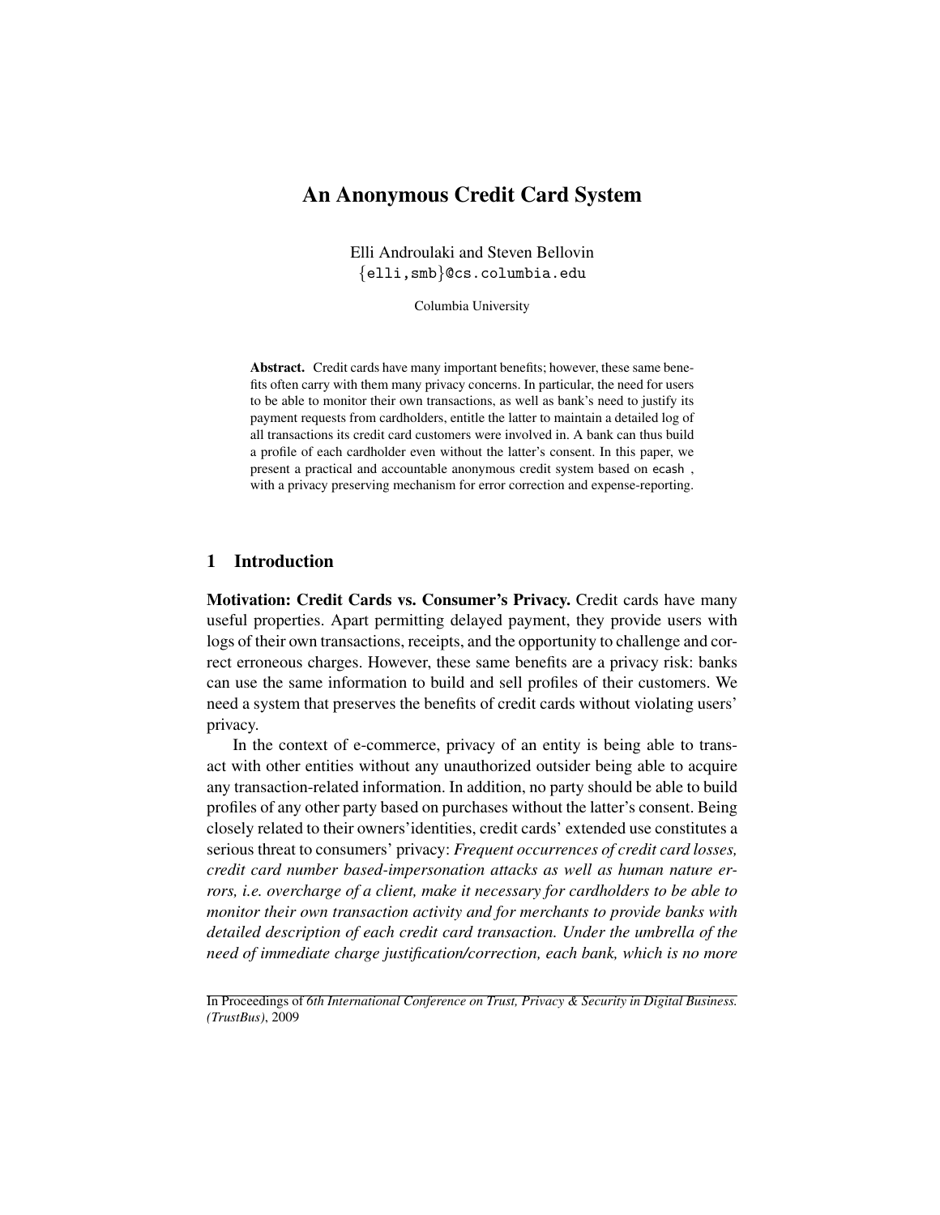# An Anonymous Credit Card System

Elli Androulaki and Steven Bellovin
{elli,smb}@cs.columbia.edu

Columbia University

**Abstract.** Credit cards have many important benefits; however, these same benefits often carry with them many privacy concerns. In particular, the need for users to be able to monitor their own transactions, as well as bank's need to justify its payment requests from cardholders, entitle the latter to maintain a detailed log of all transactions its credit card customers were involved in. A bank can thus build a profile of each cardholder even without the latter's consent. In this paper, we present a practical and accountable anonymous credit system based on ecash , with a privacy preserving mechanism for error correction and expense-reporting.

## 1 Introduction

**Motivation: Credit Cards vs. Consumer's Privacy.** Credit cards have many useful properties. Apart permitting delayed payment, they provide users with logs of their own transactions, receipts, and the opportunity to challenge and correct erroneous charges. However, these same benefits are a privacy risk: banks can use the same information to build and sell profiles of their customers. We need a system that preserves the benefits of credit cards without violating users' privacy.

In the context of e-commerce, privacy of an entity is being able to transact with other entities without any unauthorized outsider being able to acquire any transaction-related information. In addition, no party should be able to build profiles of any other party based on purchases without the latter's consent. Being closely related to their owners' identities, credit cards' extended use constitutes a serious threat to consumers' privacy: *Frequent occurrences of credit card losses, credit card number based-impersonation attacks as well as human nature errors, i.e. overcharge of a client, make it necessary for cardholders to be able to monitor their own transaction activity and for merchants to provide banks with detailed description of each credit card transaction. Under the umbrella of the need of immediate charge justification/correction, each bank, which is no more*

In Proceedings of *6th International Conference on Trust, Privacy & Security in Digital Business. (TrustBus)*, 2009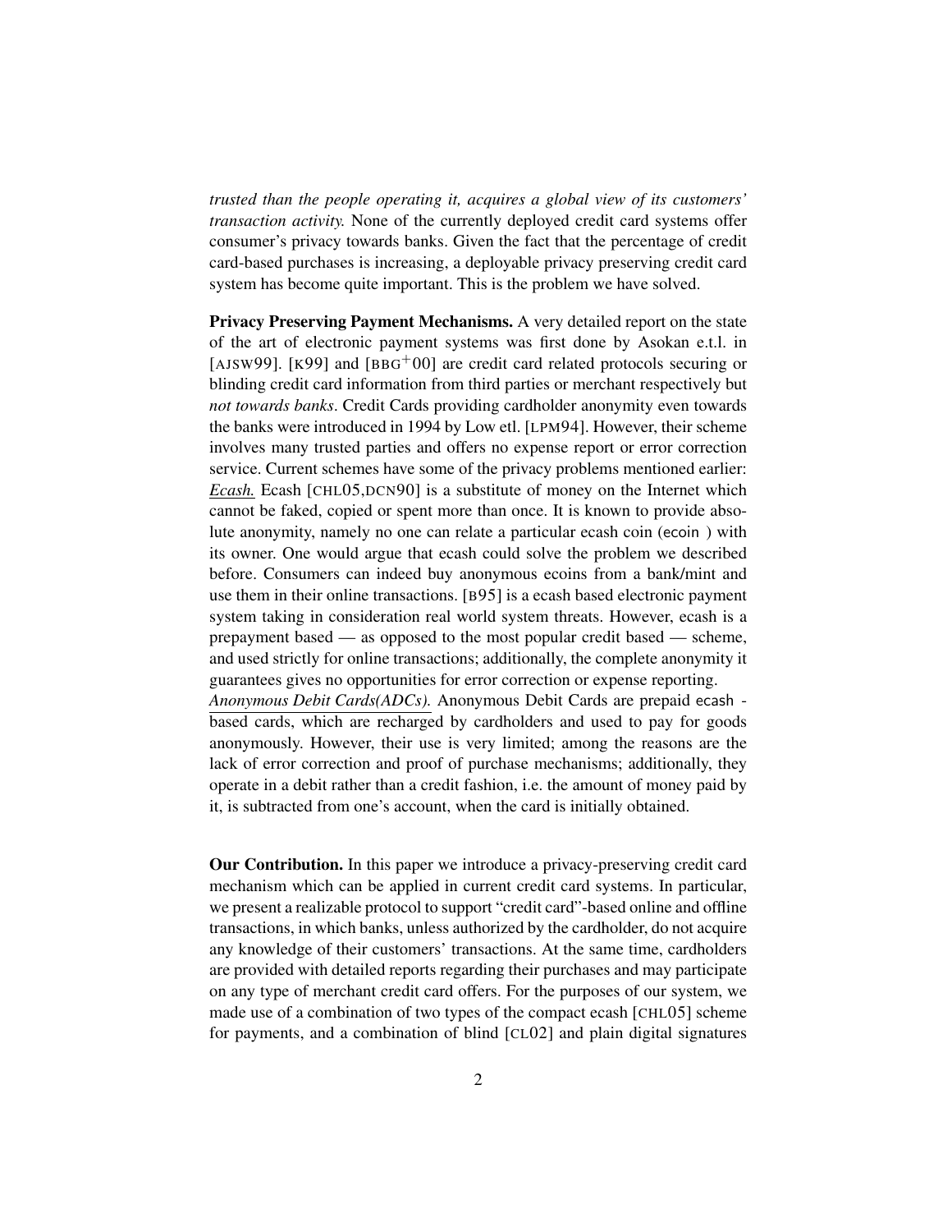*trusted than the people operating it, acquires a global view of its customers' transaction activity.* None of the currently deployed credit card systems offer consumer's privacy towards banks. Given the fact that the percentage of credit card-based purchases is increasing, a deployable privacy preserving credit card system has become quite important. This is the problem we have solved.

**Privacy Preserving Payment Mechanisms.** A very detailed report on the state of the art of electronic payment systems was first done by Asokan e.t.l. in [AJSW99]. [K99] and [BBG+00] are credit card related protocols securing or blinding credit card information from third parties or merchant respectively but *not towards banks*. Credit Cards providing cardholder anonymity even towards the banks were introduced in 1994 by Low etl. [LPM94]. However, their scheme involves many trusted parties and offers no expense report or error correction service. Current schemes have some of the privacy problems mentioned earlier:
*Ecash.* Ecash [CHL05,DCN90] is a substitute of money on the Internet which cannot be faked, copied or spent more than once. It is known to provide absolute anonymity, namely no one can relate a particular ecash coin (ecoin ) with its owner. One would argue that ecash could solve the problem we described before. Consumers can indeed buy anonymous ecoins from a bank/mint and use them in their online transactions. [B95] is a ecash based electronic payment system taking in consideration real world system threats. However, ecash is a prepayment based — as opposed to the most popular credit based — scheme, and used strictly for online transactions; additionally, the complete anonymity it guarantees gives no opportunities for error correction or expense reporting.
*Anonymous Debit Cards(ADCs).* Anonymous Debit Cards are prepaid ecash - based cards, which are recharged by cardholders and used to pay for goods anonymously. However, their use is very limited; among the reasons are the lack of error correction and proof of purchase mechanisms; additionally, they operate in a debit rather than a credit fashion, i.e. the amount of money paid by it, is subtracted from one's account, when the card is initially obtained.

**Our Contribution.** In this paper we introduce a privacy-preserving credit card mechanism which can be applied in current credit card systems. In particular, we present a realizable protocol to support "credit card"-based online and offline transactions, in which banks, unless authorized by the cardholder, do not acquire any knowledge of their customers' transactions. At the same time, cardholders are provided with detailed reports regarding their purchases and may participate on any type of merchant credit card offers. For the purposes of our system, we made use of a combination of two types of the compact ecash [CHL05] scheme for payments, and a combination of blind [CL02] and plain digital signatures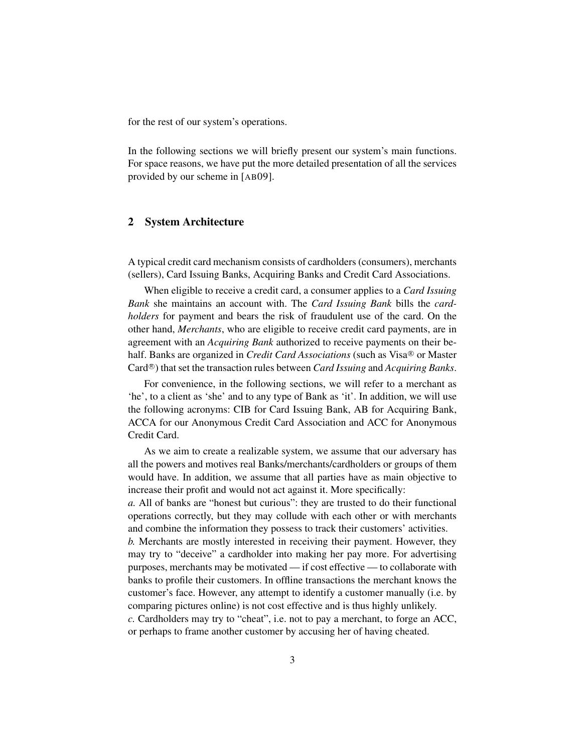for the rest of our system's operations.

In the following sections we will briefly present our system's main functions. For space reasons, we have put the more detailed presentation of all the services provided by our scheme in [AB09].

## 2 System Architecture

A typical credit card mechanism consists of cardholders (consumers), merchants (sellers), Card Issuing Banks, Acquiring Banks and Credit Card Associations.

When eligible to receive a credit card, a consumer applies to a *Card Issuing Bank* she maintains an account with. The *Card Issuing Bank* bills the *cardholders* for payment and bears the risk of fraudulent use of the card. On the other hand, *Merchants*, who are eligible to receive credit card payments, are in agreement with an *Acquiring Bank* authorized to receive payments on their behalf. Banks are organized in *Credit Card Associations* (such as Visa® or Master Card®) that set the transaction rules between *Card Issuing* and *Acquiring Banks*.

For convenience, in the following sections, we will refer to a merchant as 'he', to a client as 'she' and to any type of Bank as 'it'. In addition, we will use the following acronyms: CIB for Card Issuing Bank, AB for Acquiring Bank, ACCA for our Anonymous Credit Card Association and ACC for Anonymous Credit Card.

As we aim to create a realizable system, we assume that our adversary has all the powers and motives real Banks/merchants/cardholders or groups of them would have. In addition, we assume that all parties have as main objective to increase their profit and would not act against it. More specifically:

*a.* All of banks are "honest but curious": they are trusted to do their functional operations correctly, but they may collude with each other or with merchants and combine the information they possess to track their customers' activities.

*b.* Merchants are mostly interested in receiving their payment. However, they may try to "deceive" a cardholder into making her pay more. For advertising purposes, merchants may be motivated — if cost effective — to collaborate with banks to profile their customers. In offline transactions the merchant knows the customer's face. However, any attempt to identify a customer manually (i.e. by comparing pictures online) is not cost effective and is thus highly unlikely.

*c.* Cardholders may try to "cheat", i.e. not to pay a merchant, to forge an ACC, or perhaps to frame another customer by accusing her of having cheated.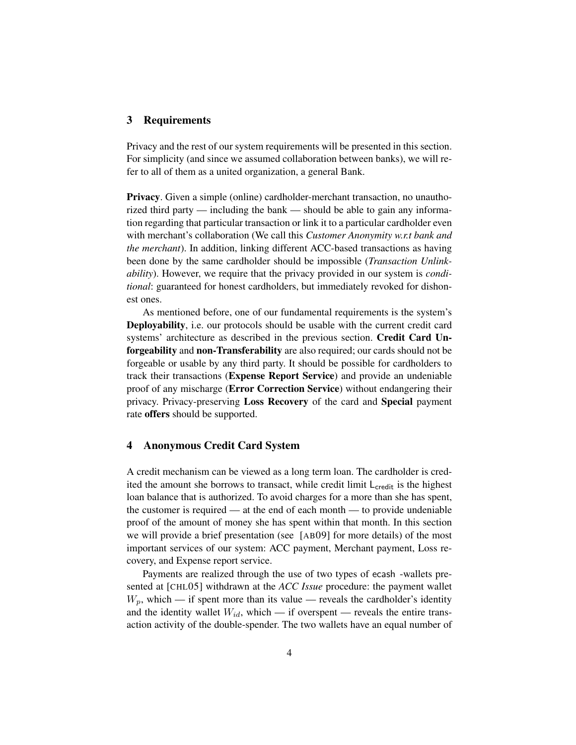## 3 Requirements

Privacy and the rest of our system requirements will be presented in this section. For simplicity (and since we assumed collaboration between banks), we will refer to all of them as a united organization, a general Bank.

**Privacy**. Given a simple (online) cardholder-merchant transaction, no unauthorized third party — including the bank — should be able to gain any information regarding that particular transaction or link it to a particular cardholder even with merchant's collaboration (We call this *Customer Anonymity w.r.t bank and the merchant*). In addition, linking different ACC-based transactions as having been done by the same cardholder should be impossible (*Transaction Unlinkability*). However, we require that the privacy provided in our system is *conditional*: guaranteed for honest cardholders, but immediately revoked for dishonest ones.

As mentioned before, one of our fundamental requirements is the system's **Deployability**, i.e. our protocols should be usable with the current credit card systems' architecture as described in the previous section. **Credit Card Unforgeability** and **non-Transferability** are also required; our cards should not be forgeable or usable by any third party. It should be possible for cardholders to track their transactions (**Expense Report Service**) and provide an undeniable proof of any mischarge (**Error Correction Service**) without endangering their privacy. Privacy-preserving **Loss Recovery** of the card and **Special** payment rate **offers** should be supported.

## 4 Anonymous Credit Card System

A credit mechanism can be viewed as a long term loan. The cardholder is credited the amount she borrows to transact, while credit limit $\mathsf{L}_{\mathsf{credit}}$ is the highest loan balance that is authorized. To avoid charges for a more than she has spent, the customer is required — at the end of each month — to provide undeniable proof of the amount of money she has spent within that month. In this section we will provide a brief presentation (see [AB09] for more details) of the most important services of our system: ACC payment, Merchant payment, Loss recovery, and Expense report service.

Payments are realized through the use of two types of ecash -wallets presented at [CHL05] withdrawn at the *ACC Issue* procedure: the payment wallet $W_p$, which — if spent more than its value — reveals the cardholder's identity and the identity wallet $W_{id}$, which — if overspent — reveals the entire transaction activity of the double-spender. The two wallets have an equal number of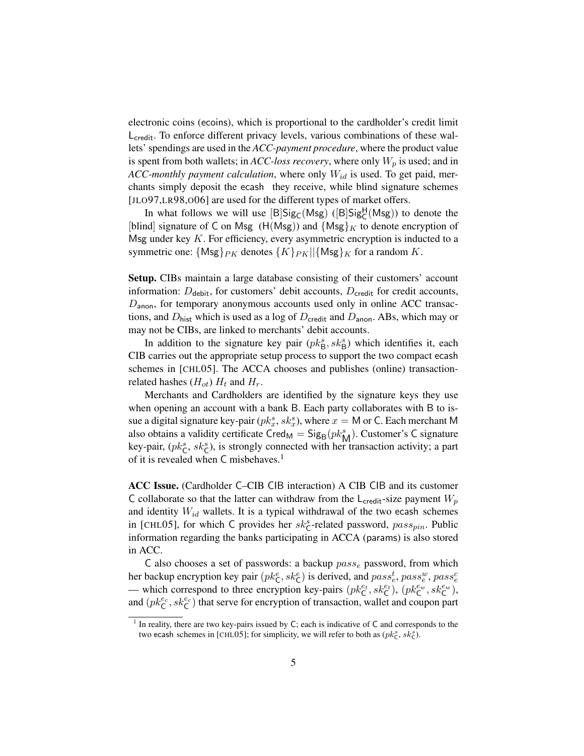electronic coins (ecoins), which is proportional to the cardholder's credit limit $\mathsf{L}_{\mathsf{credit}}$. To enforce different privacy levels, various combinations of these wallets' spendings are used in the *ACC-payment procedure*, where the product value is spent from both wallets; in *ACC-loss recovery*, where only $W_p$ is used; and in *ACC-monthly payment calculation*, where only $W_{id}$ is used. To get paid, merchants simply deposit the ecash they receive, while blind signature schemes [JLO97,LR98,O06] are used for the different types of market offers.

In what follows we will use $[\mathsf{B}]\mathsf{Sig}_{\mathsf{C}}(\mathsf{Msg})$ ($[\mathsf{B}]\mathsf{Sig}^{\mathsf{H}}_{\mathsf{C}}(\mathsf{Msg})$) to denote the [blind] signature of C on Msg ($\mathsf{H}(\mathsf{Msg})$) and $\{\mathsf{Msg}\}_K$ to denote encryption of Msg under key $K$. For efficiency, every asymmetric encryption is inducted to a symmetric one: $\{\mathsf{Msg}\}_{PK}$ denotes $\{K\}_{PK}||\{\mathsf{Msg}\}_K$ for a random $K$.

**Setup.** CIBs maintain a large database consisting of their customers' account information: $D_{\mathsf{debit}}$, for customers' debit accounts, $D_{\mathsf{credit}}$ for credit accounts, $D_{\mathsf{anon}}$, for temporary anonymous accounts used only in online ACC transactions, and $D_{\mathsf{hist}}$ which is used as a log of $D_{\mathsf{credit}}$ and $D_{\mathsf{anon}}$. ABs, which may or may not be CIBs, are linked to merchants' debit accounts.

In addition to the signature key pair $(pk^s_{\mathsf{B}}, sk^s_{\mathsf{B}})$ which identifies it, each CIB carries out the appropriate setup process to support the two compact ecash schemes in [CHL05]. The ACCA chooses and publishes (online) transaction-related hashes $(H_{ot})$ $H_t$ and $H_r$.

Merchants and Cardholders are identified by the signature keys they use when opening an account with a bank B. Each party collaborates with B to issue a digital signature key-pair $(pk^s_x, sk^s_x)$, where $x = \mathsf{M}$ or C. Each merchant M also obtains a validity certificate $\mathsf{Cred}_{\mathsf{M}} = \mathsf{Sig}_{\mathsf{B}}(pk^s_{\mathsf{M}})$. Customer's C signature key-pair, $(pk^s_{\mathsf{C}}, sk^s_{\mathsf{C}})$, is strongly connected with her transaction activity; a part of it is revealed when C misbehaves.[1]

**ACC Issue.** (Cardholder C–CIB CIB interaction) A CIB CIB and its customer C collaborate so that the latter can withdraw from the $\mathsf{L}_{\mathsf{credit}}$-size payment $W_p$ and identity $W_{id}$ wallets. It is a typical withdrawal of the two ecash schemes in [CHL05], for which C provides her $sk^s_{\mathsf{C}}$-related password, $pass_{pin}$. Public information regarding the banks participating in ACCA (params) is also stored in ACC.

C also chooses a set of passwords: a backup $pass_e$ password, from which her backup encryption key pair $(pk^e_{\mathsf{C}}, sk^e_{\mathsf{C}})$ is derived, and $pass^t_e$, $pass^w_e$, $pass^c_e$ — which correspond to three encryption key-pairs $(pk^{e_t}_{\mathsf{C}}, sk^{e_t}_{\mathsf{C}})$, $(pk^{e_w}_{\mathsf{C}}, sk^{e_w}_{\mathsf{C}})$, and $(pk^{e_c}_{\mathsf{C}}, sk^{e_c}_{\mathsf{C}})$ that serve for encryption of transaction, wallet and coupon part

[1] In reality, there are two key-pairs issued by C; each is indicative of C and corresponds to the two ecash schemes in [CHL05]; for simplicity, we will refer to both as $(pk^s_{\mathsf{C}}, sk^s_{\mathsf{C}})$.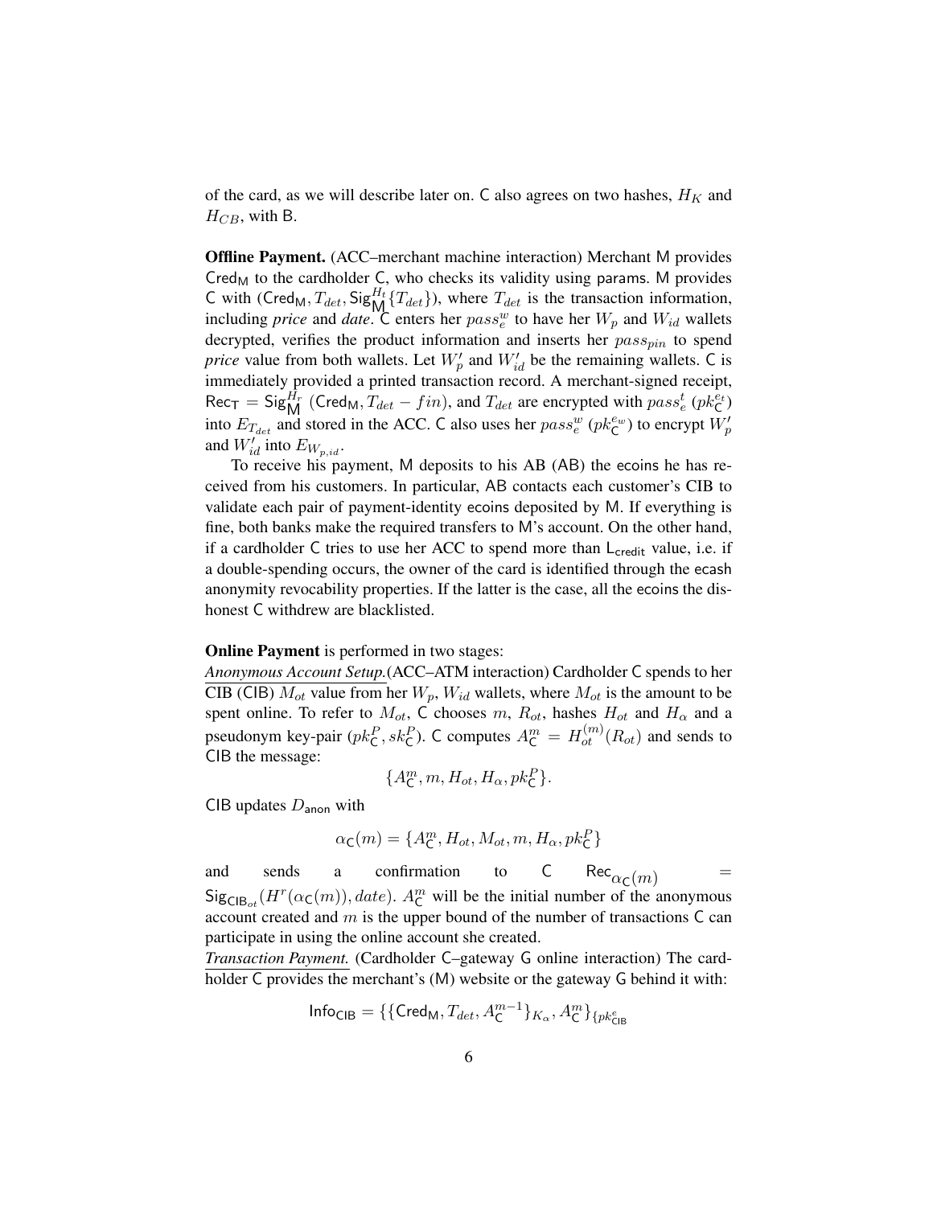of the card, as we will describe later on. C also agrees on two hashes, $H_K$ and $H_{CB}$, with B.

**Offline Payment.** (ACC–merchant machine interaction) Merchant M provides $\mathsf{Cred}_\mathsf{M}$ to the cardholder C, who checks its validity using params. M provides C with $(\mathsf{Cred}_\mathsf{M}, T_{det}, \mathsf{Sig}^{H_t}_\mathsf{M}\{T_{det}\})$, where $T_{det}$ is the transaction information, including *price* and *date*. C enters her $pass^w_e$ to have her $W_p$ and $W_{id}$ wallets decrypted, verifies the product information and inserts her $pass_{pin}$ to spend *price* value from both wallets. Let $W'_p$ and $W'_{id}$ be the remaining wallets. C is immediately provided a printed transaction record. A merchant-signed receipt, $\mathsf{Rec}_\mathsf{T} = \mathsf{Sig}^{H_r}_\mathsf{M}(\mathsf{Cred}_\mathsf{M}, T_{det} - fin)$, and $T_{det}$ are encrypted with $pass^t_e$ ($pk^{e_t}_\mathsf{C}$) into $E_{T_{det}}$ and stored in the ACC. C also uses her $pass^w_e$ ($pk^{e_w}_\mathsf{C}$) to encrypt $W'_p$ and $W'_{id}$ into $E_{W_{p,id}}$.

To receive his payment, M deposits to his AB (AB) the ecoins he has received from his customers. In particular, AB contacts each customer's CIB to validate each pair of payment-identity ecoins deposited by M. If everything is fine, both banks make the required transfers to M's account. On the other hand, if a cardholder C tries to use her ACC to spend more than $\mathsf{L}_\mathsf{credit}$ value, i.e. if a double-spending occurs, the owner of the card is identified through the ecash anonymity revocability properties. If the latter is the case, all the ecoins the dishonest C withdrew are blacklisted.

**Online Payment** is performed in two stages:

*Anonymous Account Setup.*(ACC–ATM interaction) Cardholder C spends to her CIB (CIB) $M_{ot}$ value from her $W_p$, $W_{id}$ wallets, where $M_{ot}$ is the amount to be spent online. To refer to $M_{ot}$, C chooses $m$, $R_{ot}$, hashes $H_{ot}$ and $H_\alpha$ and a pseudonym key-pair $(pk^P_\mathsf{C}, sk^P_\mathsf{C})$. C computes $A^m_\mathsf{C} = H^{(m)}_{ot}(R_{ot})$ and sends to CIB the message:

$$\{A^m_\mathsf{C}, m, H_{ot}, H_\alpha, pk^P_\mathsf{C}\}.$$

CIB updates $D_\mathsf{anon}$ with

$$\alpha_\mathsf{C}(m) = \{A^m_\mathsf{C}, H_{ot}, M_{ot}, m, H_\alpha, pk^P_\mathsf{C}\}$$

and sends a confirmation to C $\mathsf{Rec}_{\alpha_\mathsf{C}(m)} = \mathsf{Sig}_{\mathsf{CIB}_{ot}}(H^r(\alpha_\mathsf{C}(m)), date)$. $A^m_\mathsf{C}$ will be the initial number of the anonymous account created and $m$ is the upper bound of the number of transactions C can participate in using the online account she created.

*Transaction Payment.* (Cardholder C–gateway G online interaction) The cardholder C provides the merchant's (M) website or the gateway G behind it with:

$$\mathsf{Info}_\mathsf{CIB} = \{\{\mathsf{Cred}_\mathsf{M}, T_{det}, A^{m-1}_\mathsf{C}\}_{K_\alpha}, A^m_\mathsf{C}\}_{\{pk^e_\mathsf{CIB}}$$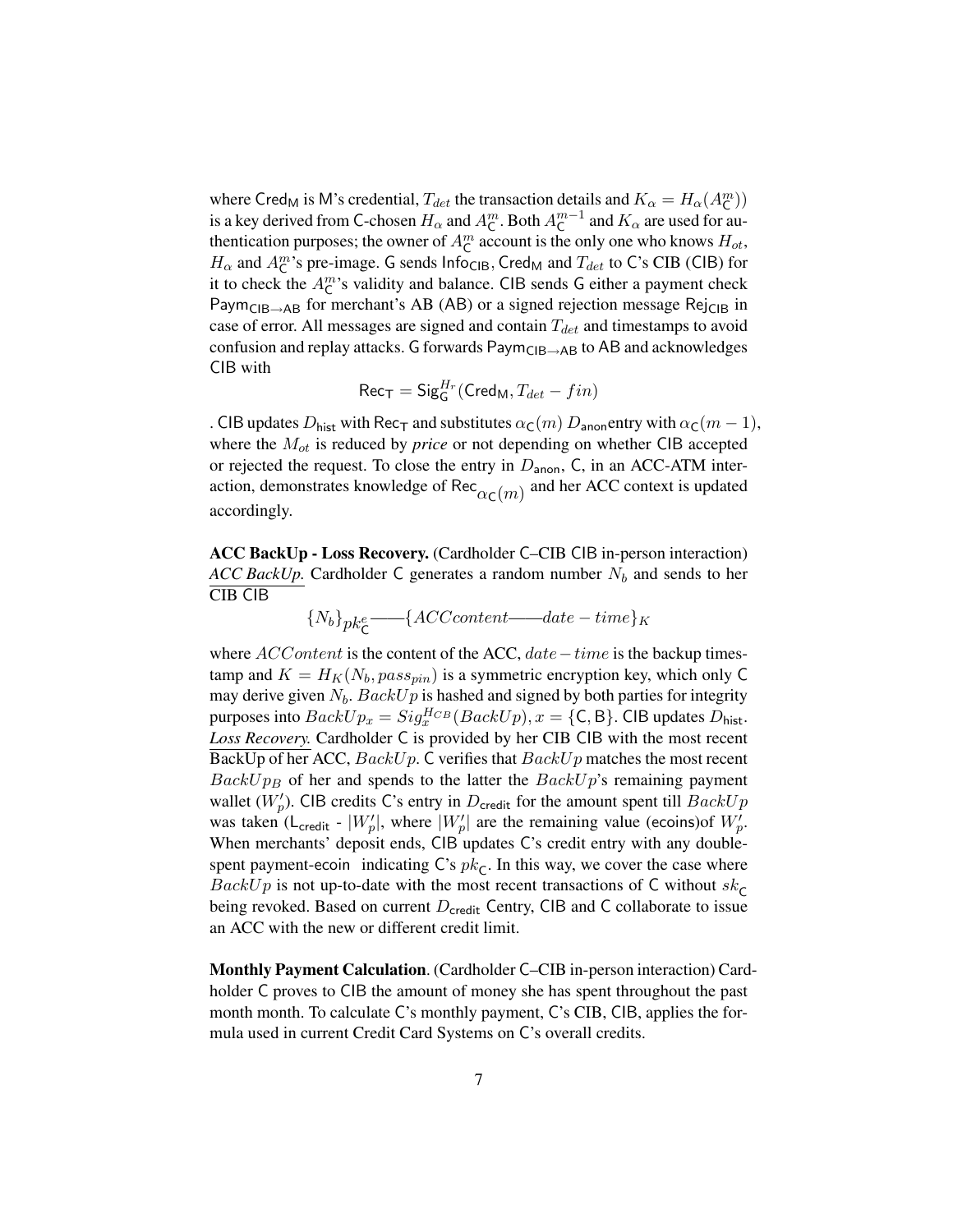where $\mathsf{Cred_M}$ is M's credential, $T_{det}$ the transaction details and $K_\alpha = H_\alpha(A^m_\mathsf{C})$ is a key derived from C-chosen $H_\alpha$ and $A^m_\mathsf{C}$. Both $A^{m-1}_\mathsf{C}$ and $K_\alpha$ are used for authentication purposes; the owner of $A^m_\mathsf{C}$ account is the only one who knows $H_{ot}$, $H_\alpha$ and $A^m_\mathsf{C}$'s pre-image. G sends $\mathsf{Info_{CIB}}$, $\mathsf{Cred_M}$ and $T_{det}$ to C's CIB (CIB) for it to check the $A^m_\mathsf{C}$'s validity and balance. CIB sends G either a payment check $\mathsf{Paym_{CIB \rightarrow AB}}$ for merchant's AB (AB) or a signed rejection message $\mathsf{Rej_{CIB}}$ in case of error. All messages are signed and contain $T_{det}$ and timestamps to avoid confusion and replay attacks. G forwards $\mathsf{Paym_{CIB \rightarrow AB}}$ to AB and acknowledges CIB with

$$\mathsf{Rec_T} = \mathsf{Sig}^{H_r}_\mathsf{G}(\mathsf{Cred_M}, T_{det} - fin)$$

. CIB updates $D_{\mathsf{hist}}$ with $\mathsf{Rec_T}$ and substitutes $\alpha_\mathsf{C}(m)$ $D_{\mathsf{anon}}$entry with $\alpha_\mathsf{C}(m-1)$, where the $M_{ot}$ is reduced by *price* or not depending on whether CIB accepted or rejected the request. To close the entry in $D_{\mathsf{anon}}$, C, in an ACC-ATM interaction, demonstrates knowledge of $\mathsf{Rec}_{\alpha_\mathsf{C}(m)}$ and her ACC context is updated accordingly.

**ACC BackUp - Loss Recovery.** (Cardholder C–CIB CIB in-person interaction) *ACC BackUp.* Cardholder C generates a random number $N_b$ and sends to her CIB CIB

$$\{N_b\}_{pk^e_\mathsf{C}} —— \{ACCcontent —— date - time\}_K$$

where $ACContent$ is the content of the ACC, $date - time$ is the backup timestamp and $K = H_K(N_b, pass_{pin})$ is a symmetric encryption key, which only C may derive given $N_b$. $BackUp$ is hashed and signed by both parties for integrity purposes into $BackUp_x = Sig^{H_{CB}}_x(BackUp), x = \{\mathsf{C}, \mathsf{B}\}$. CIB updates $D_{\mathsf{hist}}$. *Loss Recovery.* Cardholder C is provided by her CIB CIB with the most recent BackUp of her ACC, $BackUp$. C verifies that $BackUp$ matches the most recent $BackUp_B$ of her and spends to the latter the $BackUp$'s remaining payment wallet ($W'_p$). CIB credits C's entry in $D_{\mathsf{credit}}$ for the amount spent till $BackUp$ was taken ($\mathsf{L_{credit}}$ - $|W'_p|$, where $|W'_p|$ are the remaining value (ecoins)of $W'_p$. When merchants' deposit ends, CIB updates C's credit entry with any double-spent payment-ecoin indicating C's $pk_\mathsf{C}$. In this way, we cover the case where $BackUp$ is not up-to-date with the most recent transactions of C without $sk_\mathsf{C}$ being revoked. Based on current $D_{\mathsf{credit}}$ Centry, CIB and C collaborate to issue an ACC with the new or different credit limit.

**Monthly Payment Calculation**. (Cardholder C–CIB in-person interaction) Cardholder C proves to CIB the amount of money she has spent throughout the past month month. To calculate C's monthly payment, C's CIB, CIB, applies the formula used in current Credit Card Systems on C's overall credits.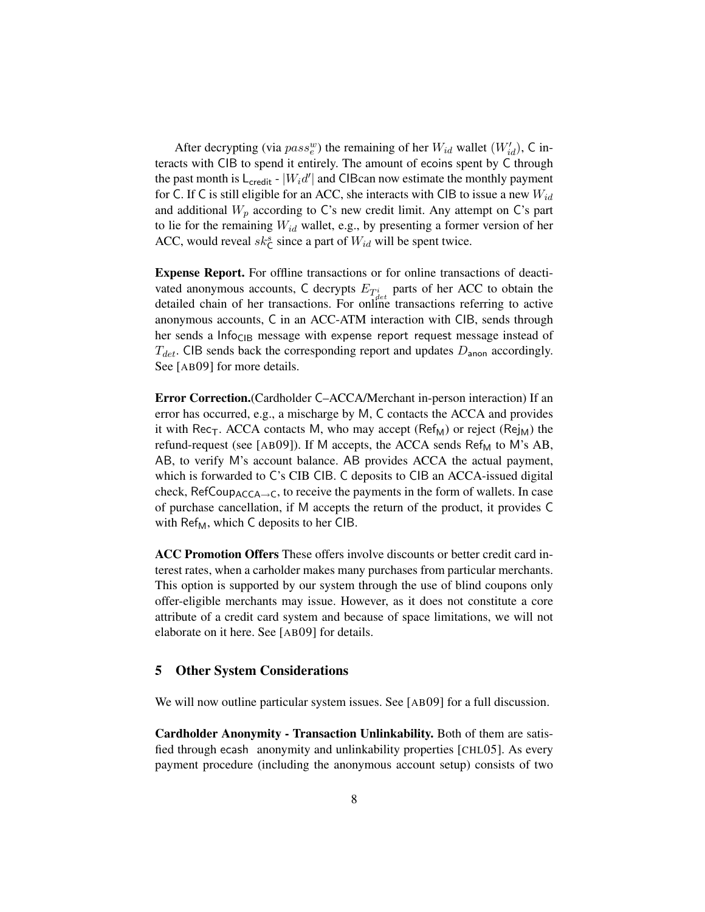After decrypting (via $pass_e^w$) the remaining of her $W_{id}$ wallet ($W'_{id}$), C interacts with CIB to spend it entirely. The amount of ecoins spent by C through the past month is $\mathsf{L}_{\mathsf{credit}}$ - $|W_i d'|$ and CIBcan now estimate the monthly payment for C. If C is still eligible for an ACC, she interacts with CIB to issue a new $W_{id}$ and additional $W_p$ according to C's new credit limit. Any attempt on C's part to lie for the remaining $W_{id}$ wallet, e.g., by presenting a former version of her ACC, would reveal $sk_{\mathsf{C}}^s$ since a part of $W_{id}$ will be spent twice.

**Expense Report.** For offline transactions or for online transactions of deactivated anonymous accounts, C decrypts $E_{T_{det}^i}$ parts of her ACC to obtain the detailed chain of her transactions. For online transactions referring to active anonymous accounts, C in an ACC-ATM interaction with CIB, sends through her sends a $\mathsf{Info}_{\mathsf{CIB}}$ message with expense report request message instead of $T_{det}$. CIB sends back the corresponding report and updates $D_{\mathsf{anon}}$ accordingly. See [AB09] for more details.

**Error Correction.**(Cardholder C–ACCA/Merchant in-person interaction) If an error has occurred, e.g., a mischarge by M, C contacts the ACCA and provides it with $\mathsf{Rec}_{\mathsf{T}}$. ACCA contacts M, who may accept ($\mathsf{Ref}_{\mathsf{M}}$) or reject ($\mathsf{Rej}_{\mathsf{M}}$) the refund-request (see [AB09]). If M accepts, the ACCA sends $\mathsf{Ref}_{\mathsf{M}}$ to M's AB, AB, to verify M's account balance. AB provides ACCA the actual payment, which is forwarded to C's CIB CIB. C deposits to CIB an ACCA-issued digital check, $\mathsf{RefCoup}_{\mathsf{ACCA}\rightarrow\mathsf{C}}$, to receive the payments in the form of wallets. In case of purchase cancellation, if M accepts the return of the product, it provides C with $\mathsf{Ref}_{\mathsf{M}}$, which C deposits to her CIB.

**ACC Promotion Offers** These offers involve discounts or better credit card interest rates, when a carholder makes many purchases from particular merchants. This option is supported by our system through the use of blind coupons only offer-eligible merchants may issue. However, as it does not constitute a core attribute of a credit card system and because of space limitations, we will not elaborate on it here. See [AB09] for details.

## 5 Other System Considerations

We will now outline particular system issues. See [AB09] for a full discussion.

**Cardholder Anonymity - Transaction Unlinkability.** Both of them are satisfied through ecash anonymity and unlinkability properties [CHL05]. As every payment procedure (including the anonymous account setup) consists of two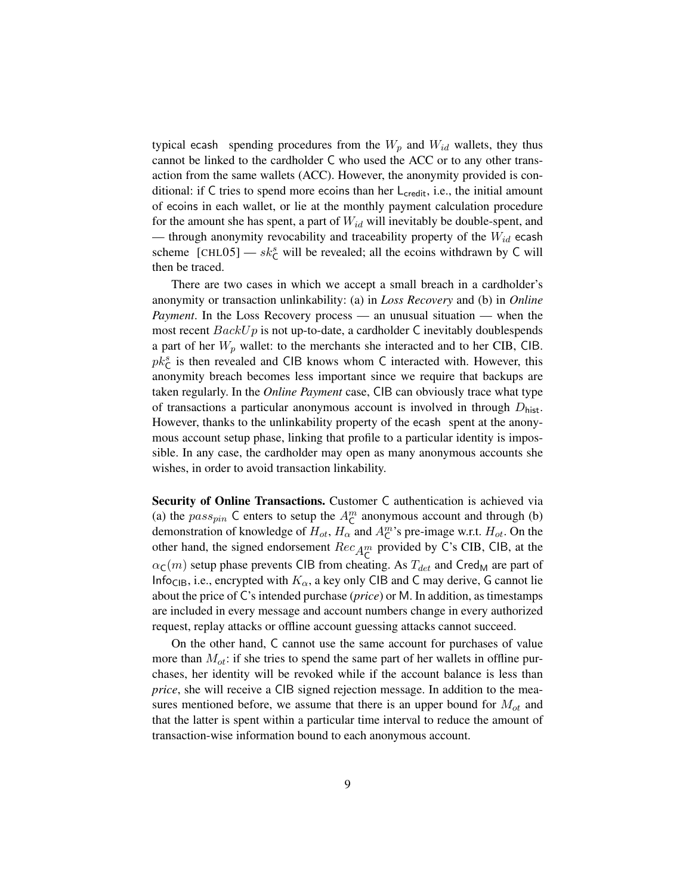typical ecash spending procedures from the $W_p$ and $W_{id}$ wallets, they thus cannot be linked to the cardholder C who used the ACC or to any other transaction from the same wallets (ACC). However, the anonymity provided is conditional: if C tries to spend more ecoins than her $\mathsf{L}_{\mathsf{credit}}$, i.e., the initial amount of ecoins in each wallet, or lie at the monthly payment calculation procedure for the amount she has spent, a part of $W_{id}$ will inevitably be double-spent, and — through anonymity revocability and traceability property of the $W_{id}$ ecash scheme [CHL05] — $sk^s_{\mathsf{C}}$ will be revealed; all the ecoins withdrawn by C will then be traced.

There are two cases in which we accept a small breach in a cardholder's anonymity or transaction unlinkability: (a) in *Loss Recovery* and (b) in *Online Payment*. In the Loss Recovery process — an unusual situation — when the most recent $BackUp$ is not up-to-date, a cardholder C inevitably doublespends a part of her $W_p$ wallet: to the merchants she interacted and to her CIB, CIB. $pk^s_{\mathsf{C}}$ is then revealed and CIB knows whom C interacted with. However, this anonymity breach becomes less important since we require that backups are taken regularly. In the *Online Payment* case, CIB can obviously trace what type of transactions a particular anonymous account is involved in through $D_{\mathsf{hist}}$. However, thanks to the unlinkability property of the ecash spent at the anonymous account setup phase, linking that profile to a particular identity is impossible. In any case, the cardholder may open as many anonymous accounts she wishes, in order to avoid transaction linkability.

**Security of Online Transactions.** Customer C authentication is achieved via (a) the $pass_{pin}$ C enters to setup the $A^m_{\mathsf{C}}$ anonymous account and through (b) demonstration of knowledge of $H_{ot}$, $H_\alpha$ and $A^m_{\mathsf{C}}$'s pre-image w.r.t. $H_{ot}$. On the other hand, the signed endorsement $Rec_{A^m_{\mathsf{C}}}$ provided by C's CIB, CIB, at the $\alpha_{\mathsf{C}}(m)$ setup phase prevents CIB from cheating. As $T_{det}$ and $\mathsf{Cred}_{\mathsf{M}}$ are part of $\mathsf{Info}_{\mathsf{CIB}}$, i.e., encrypted with $K_\alpha$, a key only CIB and C may derive, G cannot lie about the price of C's intended purchase (*price*) or M. In addition, as timestamps are included in every message and account numbers change in every authorized request, replay attacks or offline account guessing attacks cannot succeed.

On the other hand, C cannot use the same account for purchases of value more than $M_{ot}$: if she tries to spend the same part of her wallets in offline purchases, her identity will be revoked while if the account balance is less than *price*, she will receive a CIB signed rejection message. In addition to the measures mentioned before, we assume that there is an upper bound for $M_{ot}$ and that the latter is spent within a particular time interval to reduce the amount of transaction-wise information bound to each anonymous account.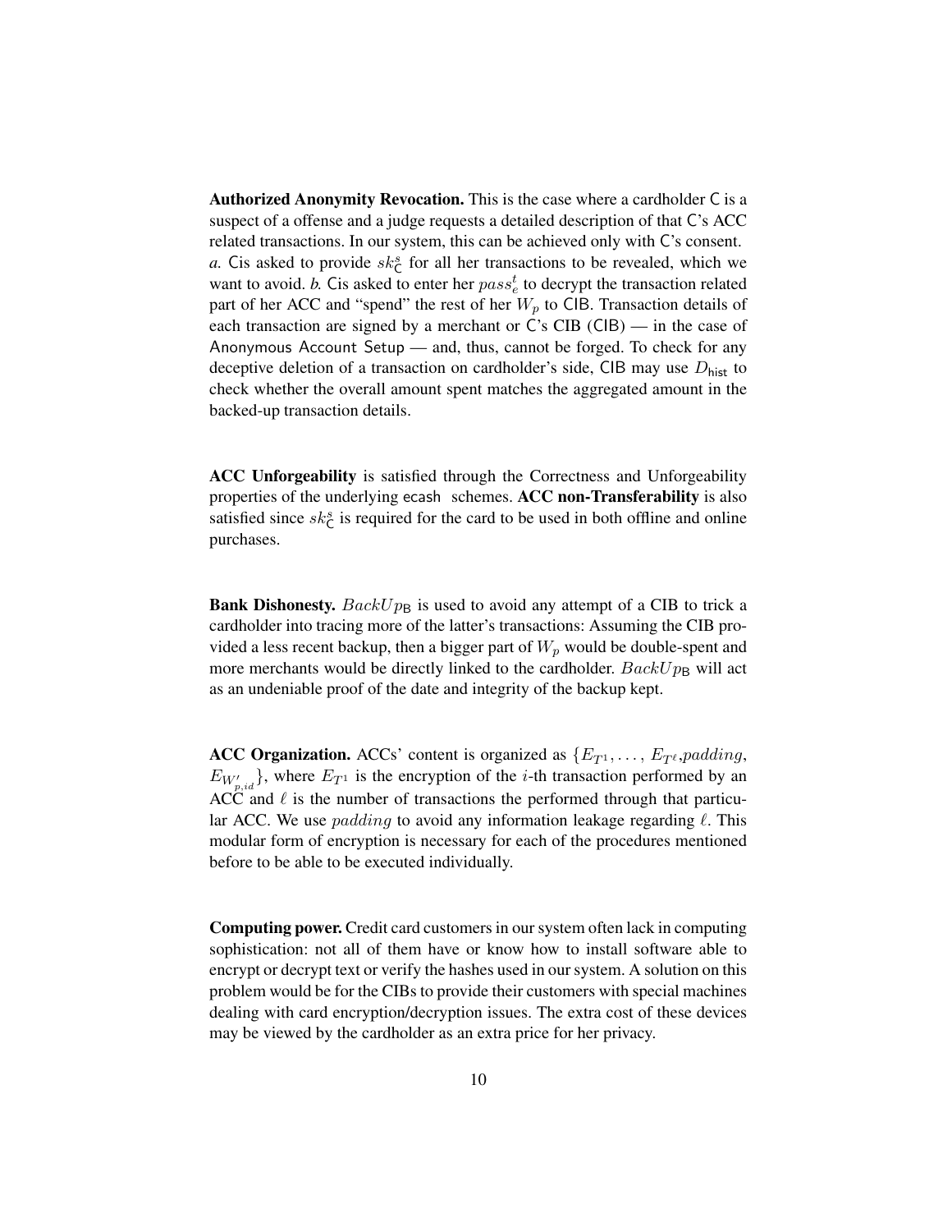**Authorized Anonymity Revocation.** This is the case where a cardholder C is a suspect of a offense and a judge requests a detailed description of that C's ACC related transactions. In our system, this can be achieved only with C's consent. *a.* Cis asked to provide $sk^s_{\mathsf{C}}$ for all her transactions to be revealed, which we want to avoid. *b.* Cis asked to enter her $pass^t_e$ to decrypt the transaction related part of her ACC and "spend" the rest of her $W_p$ to CIB. Transaction details of each transaction are signed by a merchant or C's CIB (CIB) — in the case of Anonymous Account Setup — and, thus, cannot be forged. To check for any deceptive deletion of a transaction on cardholder's side, CIB may use $D_{\mathsf{hist}}$ to check whether the overall amount spent matches the aggregated amount in the backed-up transaction details.

**ACC Unforgeability** is satisfied through the Correctness and Unforgeability properties of the underlying ecash schemes. **ACC non-Transferability** is also satisfied since $sk^s_{\mathsf{C}}$ is required for the card to be used in both offline and online purchases.

**Bank Dishonesty.** $BackUp_{\mathsf{B}}$ is used to avoid any attempt of a CIB to trick a cardholder into tracing more of the latter's transactions: Assuming the CIB provided a less recent backup, then a bigger part of $W_p$ would be double-spent and more merchants would be directly linked to the cardholder. $BackUp_{\mathsf{B}}$ will act as an undeniable proof of the date and integrity of the backup kept.

**ACC Organization.** ACCs' content is organized as $\{E_{T^1}, \ldots, E_{T^\ell}, padding, E_{W'_{p,id}}\}$, where $E_{T^1}$ is the encryption of the $i$-th transaction performed by an ACC and $\ell$ is the number of transactions the performed through that particular ACC. We use $padding$ to avoid any information leakage regarding $\ell$. This modular form of encryption is necessary for each of the procedures mentioned before to be able to be executed individually.

**Computing power.** Credit card customers in our system often lack in computing sophistication: not all of them have or know how to install software able to encrypt or decrypt text or verify the hashes used in our system. A solution on this problem would be for the CIBs to provide their customers with special machines dealing with card encryption/decryption issues. The extra cost of these devices may be viewed by the cardholder as an extra price for her privacy.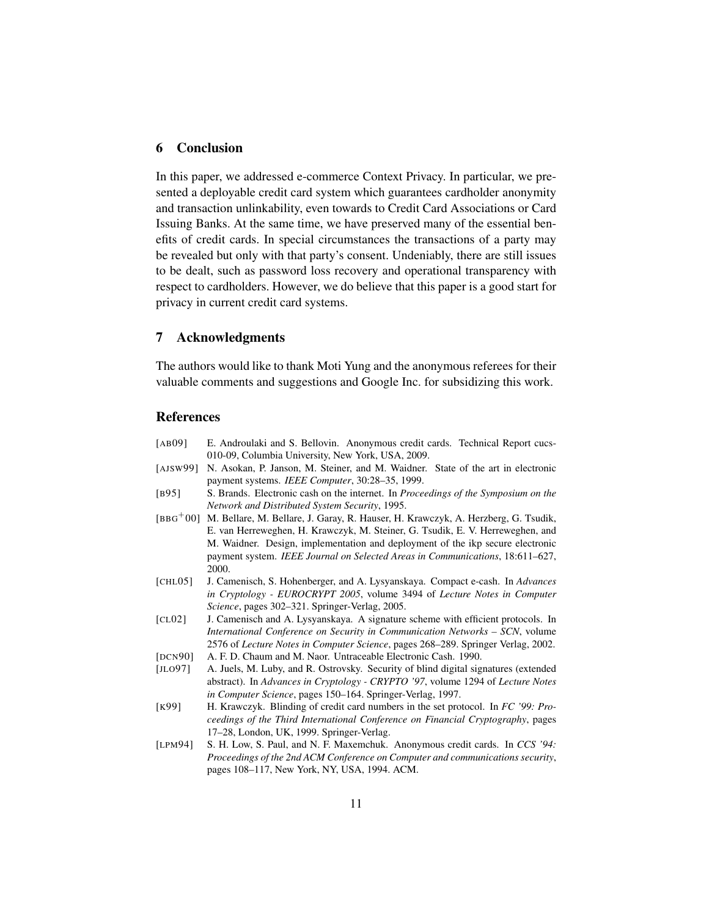## 6 Conclusion

In this paper, we addressed e-commerce Context Privacy. In particular, we presented a deployable credit card system which guarantees cardholder anonymity and transaction unlinkability, even towards to Credit Card Associations or Card Issuing Banks. At the same time, we have preserved many of the essential benefits of credit cards. In special circumstances the transactions of a party may be revealed but only with that party's consent. Undeniably, there are still issues to be dealt, such as password loss recovery and operational transparency with respect to cardholders. However, we do believe that this paper is a good start for privacy in current credit card systems.

## 7 Acknowledgments

The authors would like to thank Moti Yung and the anonymous referees for their valuable comments and suggestions and Google Inc. for subsidizing this work.

## References

[AB09] E. Androulaki and S. Bellovin. Anonymous credit cards. Technical Report cucs-010-09, Columbia University, New York, USA, 2009.

[AJSW99] N. Asokan, P. Janson, M. Steiner, and M. Waidner. State of the art in electronic payment systems. *IEEE Computer*, 30:28–35, 1999.

[B95] S. Brands. Electronic cash on the internet. In *Proceedings of the Symposium on the Network and Distributed System Security*, 1995.

[BBG+00] M. Bellare, M. Bellare, J. Garay, R. Hauser, H. Krawczyk, A. Herzberg, G. Tsudik, E. van Herreweghen, H. Krawczyk, M. Steiner, G. Tsudik, E. V. Herreweghen, and M. Waidner. Design, implementation and deployment of the ikp secure electronic payment system. *IEEE Journal on Selected Areas in Communications*, 18:611–627, 2000.

[CHL05] J. Camenisch, S. Hohenberger, and A. Lysyanskaya. Compact e-cash. In *Advances in Cryptology - EUROCRYPT 2005*, volume 3494 of *Lecture Notes in Computer Science*, pages 302–321. Springer-Verlag, 2005.

[CL02] J. Camenisch and A. Lysyanskaya. A signature scheme with efficient protocols. In *International Conference on Security in Communication Networks – SCN*, volume 2576 of *Lecture Notes in Computer Science*, pages 268–289. Springer Verlag, 2002.

[DCN90] A. F. D. Chaum and M. Naor. Untraceable Electronic Cash. 1990.

[JLO97] A. Juels, M. Luby, and R. Ostrovsky. Security of blind digital signatures (extended abstract). In *Advances in Cryptology - CRYPTO '97*, volume 1294 of *Lecture Notes in Computer Science*, pages 150–164. Springer-Verlag, 1997.

[K99] H. Krawczyk. Blinding of credit card numbers in the set protocol. In *FC '99: Proceedings of the Third International Conference on Financial Cryptography*, pages 17–28, London, UK, 1999. Springer-Verlag.

[LPM94] S. H. Low, S. Paul, and N. F. Maxemchuk. Anonymous credit cards. In *CCS '94: Proceedings of the 2nd ACM Conference on Computer and communications security*, pages 108–117, New York, NY, USA, 1994. ACM.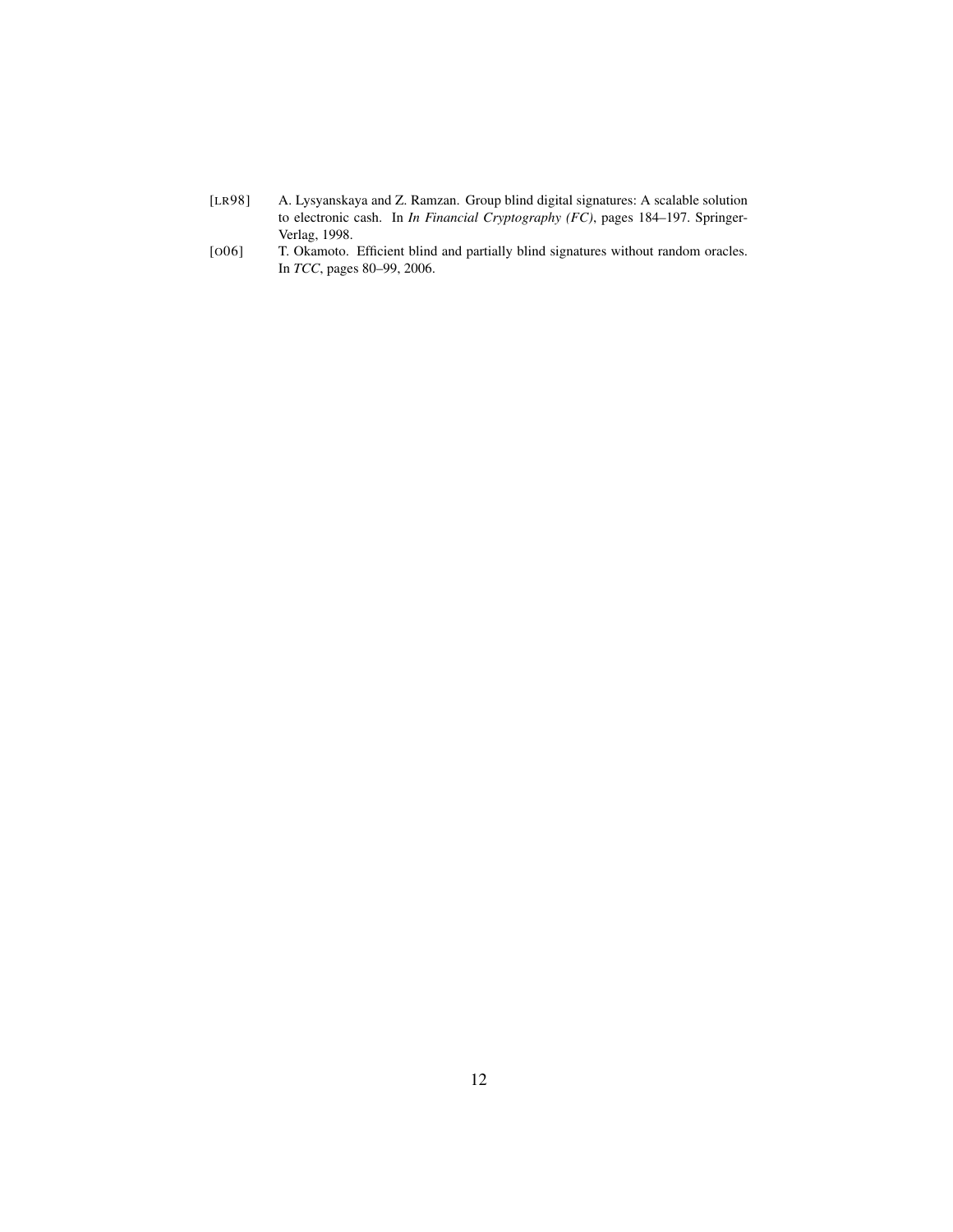[LR98] A. Lysyanskaya and Z. Ramzan. Group blind digital signatures: A scalable solution to electronic cash. In *In Financial Cryptography (FC)*, pages 184–197. Springer-Verlag, 1998.

[O06] T. Okamoto. Efficient blind and partially blind signatures without random oracles. In *TCC*, pages 80–99, 2006.